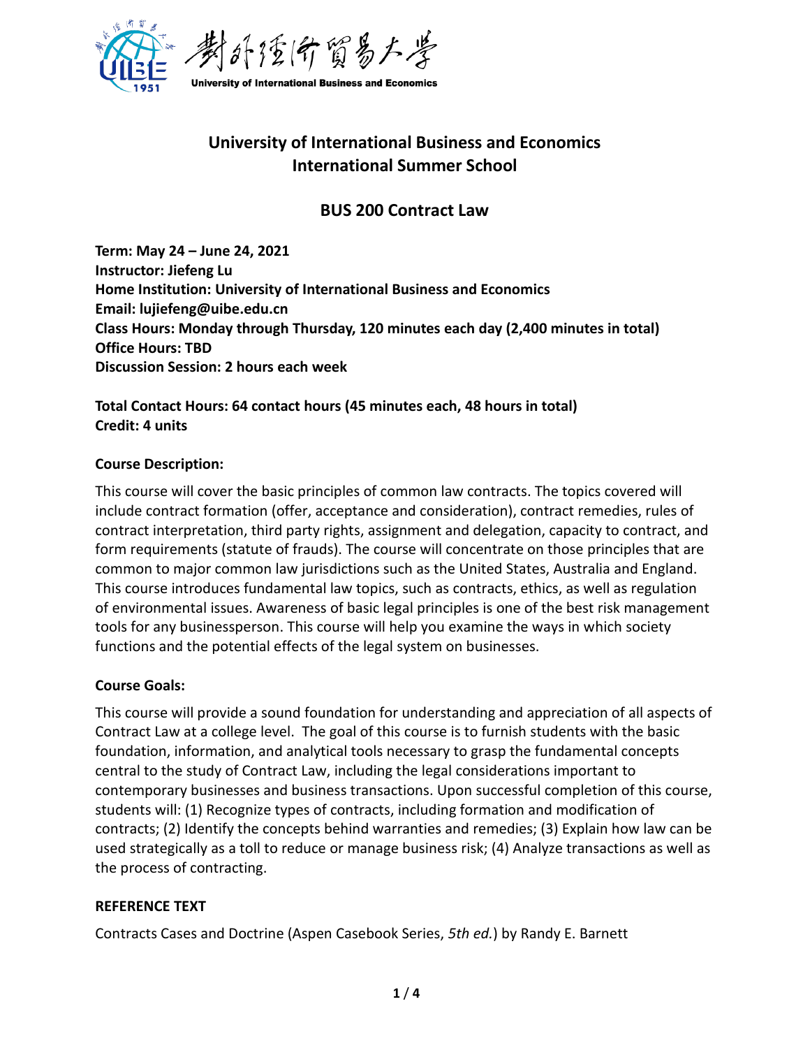對外經濟貿易大學

University of International Business and Economics

# University of International Business and Economics
# International Summer School

## BUS 200 Contract Law

**Term: May 24 – June 24, 2021**
**Instructor: Jiefeng Lu**
**Home Institution: University of International Business and Economics**
**Email: lujiefeng@uibe.edu.cn**
**Class Hours: Monday through Thursday, 120 minutes each day (2,400 minutes in total)**
**Office Hours: TBD**
**Discussion Session: 2 hours each week**

**Total Contact Hours: 64 contact hours (45 minutes each, 48 hours in total)**
**Credit: 4 units**

### Course Description:

This course will cover the basic principles of common law contracts. The topics covered will include contract formation (offer, acceptance and consideration), contract remedies, rules of contract interpretation, third party rights, assignment and delegation, capacity to contract, and form requirements (statute of frauds). The course will concentrate on those principles that are common to major common law jurisdictions such as the United States, Australia and England. This course introduces fundamental law topics, such as contracts, ethics, as well as regulation of environmental issues. Awareness of basic legal principles is one of the best risk management tools for any businessperson. This course will help you examine the ways in which society functions and the potential effects of the legal system on businesses.

### Course Goals:

This course will provide a sound foundation for understanding and appreciation of all aspects of Contract Law at a college level. The goal of this course is to furnish students with the basic foundation, information, and analytical tools necessary to grasp the fundamental concepts central to the study of Contract Law, including the legal considerations important to contemporary businesses and business transactions. Upon successful completion of this course, students will: (1) Recognize types of contracts, including formation and modification of contracts; (2) Identify the concepts behind warranties and remedies; (3) Explain how law can be used strategically as a toll to reduce or manage business risk; (4) Analyze transactions as well as the process of contracting.

### REFERENCE TEXT

Contracts Cases and Doctrine (Aspen Casebook Series, *5th ed.*) by Randy E. Barnett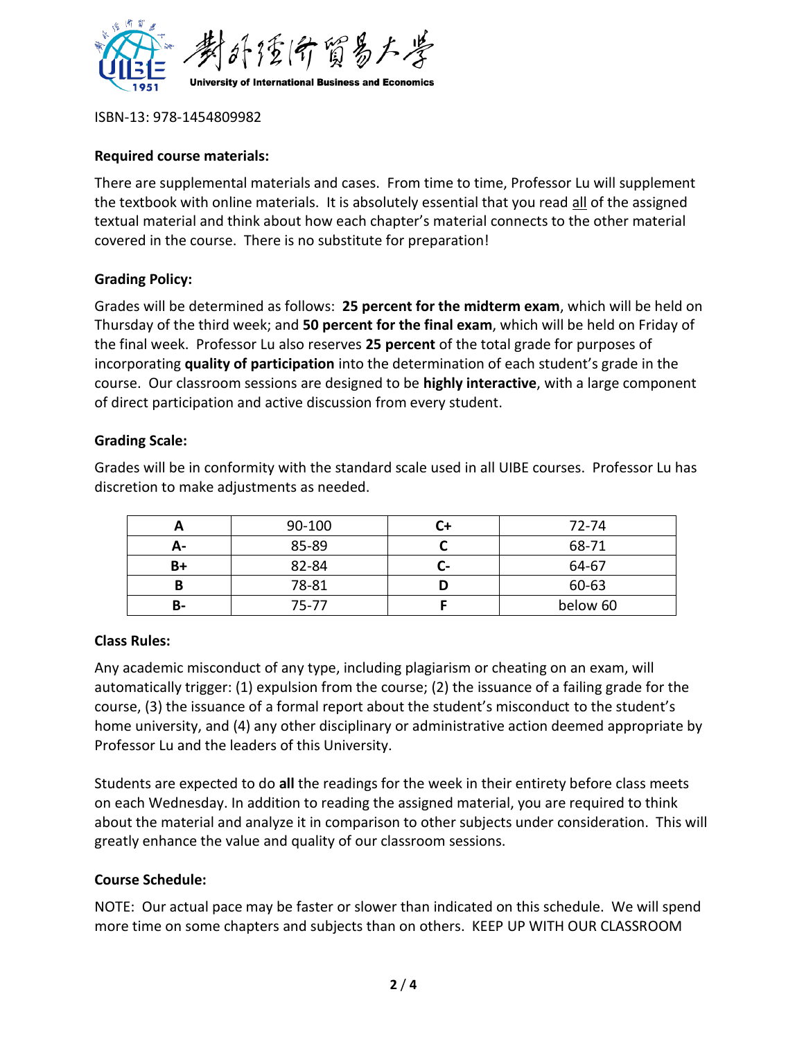ISBN-13: 978-1454809982

**Required course materials:**

There are supplemental materials and cases. From time to time, Professor Lu will supplement the textbook with online materials. It is absolutely essential that you read all of the assigned textual material and think about how each chapter's material connects to the other material covered in the course. There is no substitute for preparation!

**Grading Policy:**

Grades will be determined as follows: **25 percent for the midterm exam**, which will be held on Thursday of the third week; and **50 percent for the final exam**, which will be held on Friday of the final week. Professor Lu also reserves **25 percent** of the total grade for purposes of incorporating **quality of participation** into the determination of each student's grade in the course. Our classroom sessions are designed to be **highly interactive**, with a large component of direct participation and active discussion from every student.

**Grading Scale:**

Grades will be in conformity with the standard scale used in all UIBE courses. Professor Lu has discretion to make adjustments as needed.

| A | 90-100 | C+ | 72-74 |
|---|---|---|---|
| A- | 85-89 | C | 68-71 |
| B+ | 82-84 | C- | 64-67 |
| B | 78-81 | D | 60-63 |
| B- | 75-77 | F | below 60 |

**Class Rules:**

Any academic misconduct of any type, including plagiarism or cheating on an exam, will automatically trigger: (1) expulsion from the course; (2) the issuance of a failing grade for the course, (3) the issuance of a formal report about the student's misconduct to the student's home university, and (4) any other disciplinary or administrative action deemed appropriate by Professor Lu and the leaders of this University.

Students are expected to do **all** the readings for the week in their entirety before class meets on each Wednesday. In addition to reading the assigned material, you are required to think about the material and analyze it in comparison to other subjects under consideration. This will greatly enhance the value and quality of our classroom sessions.

**Course Schedule:**

NOTE: Our actual pace may be faster or slower than indicated on this schedule. We will spend more time on some chapters and subjects than on others. KEEP UP WITH OUR CLASSROOM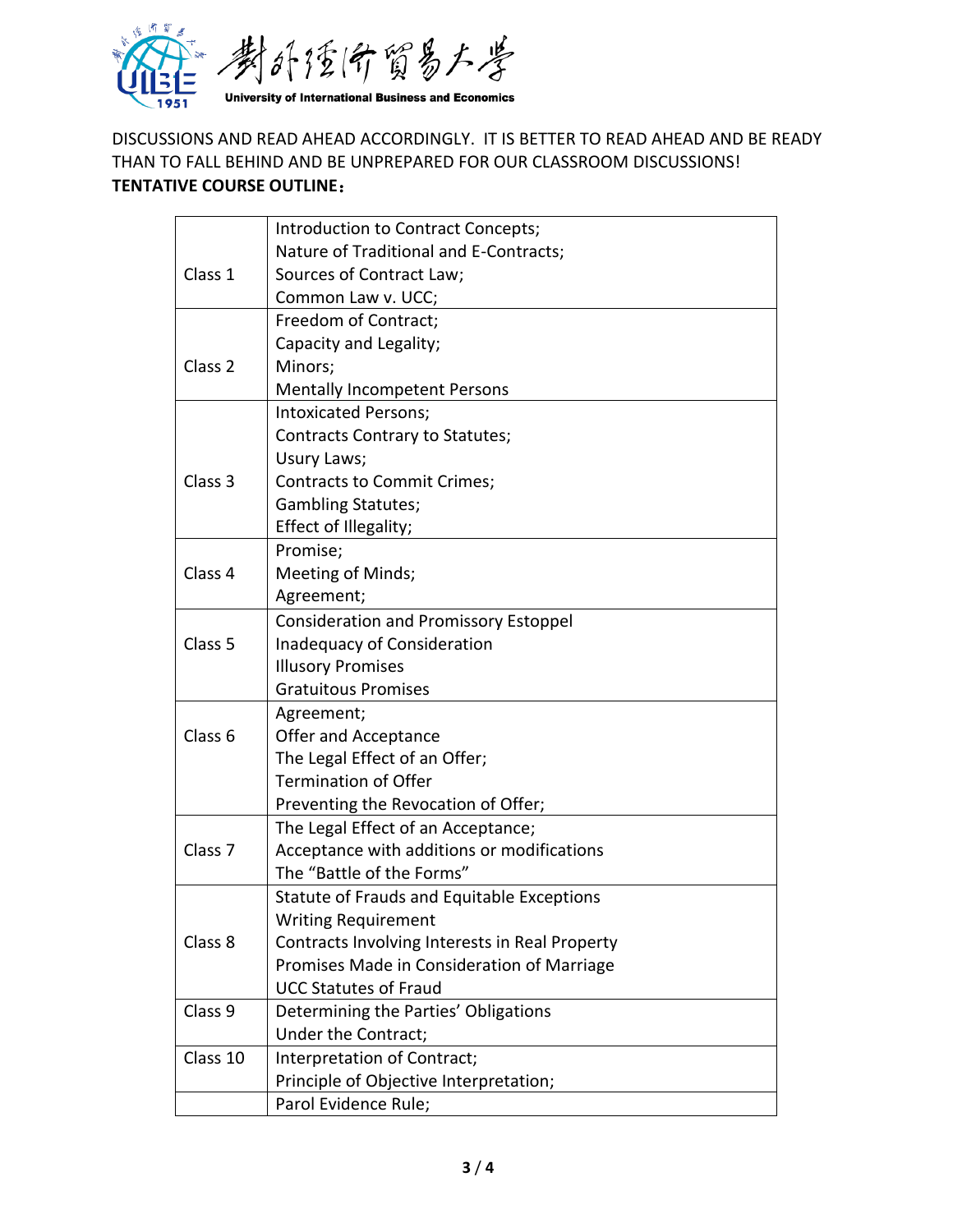DISCUSSIONS AND READ AHEAD ACCORDINGLY. IT IS BETTER TO READ AHEAD AND BE READY THAN TO FALL BEHIND AND BE UNPREPARED FOR OUR CLASSROOM DISCUSSIONS!

**TENTATIVE COURSE OUTLINE：**

| | |
|---|---|
| Class 1 | Introduction to Contract Concepts;<br>Nature of Traditional and E-Contracts;<br>Sources of Contract Law;<br>Common Law v. UCC; |
| Class 2 | Freedom of Contract;<br>Capacity and Legality;<br>Minors;<br>Mentally Incompetent Persons |
| Class 3 | Intoxicated Persons;<br>Contracts Contrary to Statutes;<br>Usury Laws;<br>Contracts to Commit Crimes;<br>Gambling Statutes;<br>Effect of Illegality; |
| Class 4 | Promise;<br>Meeting of Minds;<br>Agreement; |
| Class 5 | Consideration and Promissory Estoppel<br>Inadequacy of Consideration<br>Illusory Promises<br>Gratuitous Promises |
| Class 6 | Agreement;<br>Offer and Acceptance<br>The Legal Effect of an Offer;<br>Termination of Offer<br>Preventing the Revocation of Offer; |
| Class 7 | The Legal Effect of an Acceptance;<br>Acceptance with additions or modifications<br>The "Battle of the Forms" |
| Class 8 | Statute of Frauds and Equitable Exceptions<br>Writing Requirement<br>Contracts Involving Interests in Real Property<br>Promises Made in Consideration of Marriage<br>UCC Statutes of Fraud |
| Class 9 | Determining the Parties' Obligations<br>Under the Contract; |
| Class 10 | Interpretation of Contract;<br>Principle of Objective Interpretation; |
| | Parol Evidence Rule; |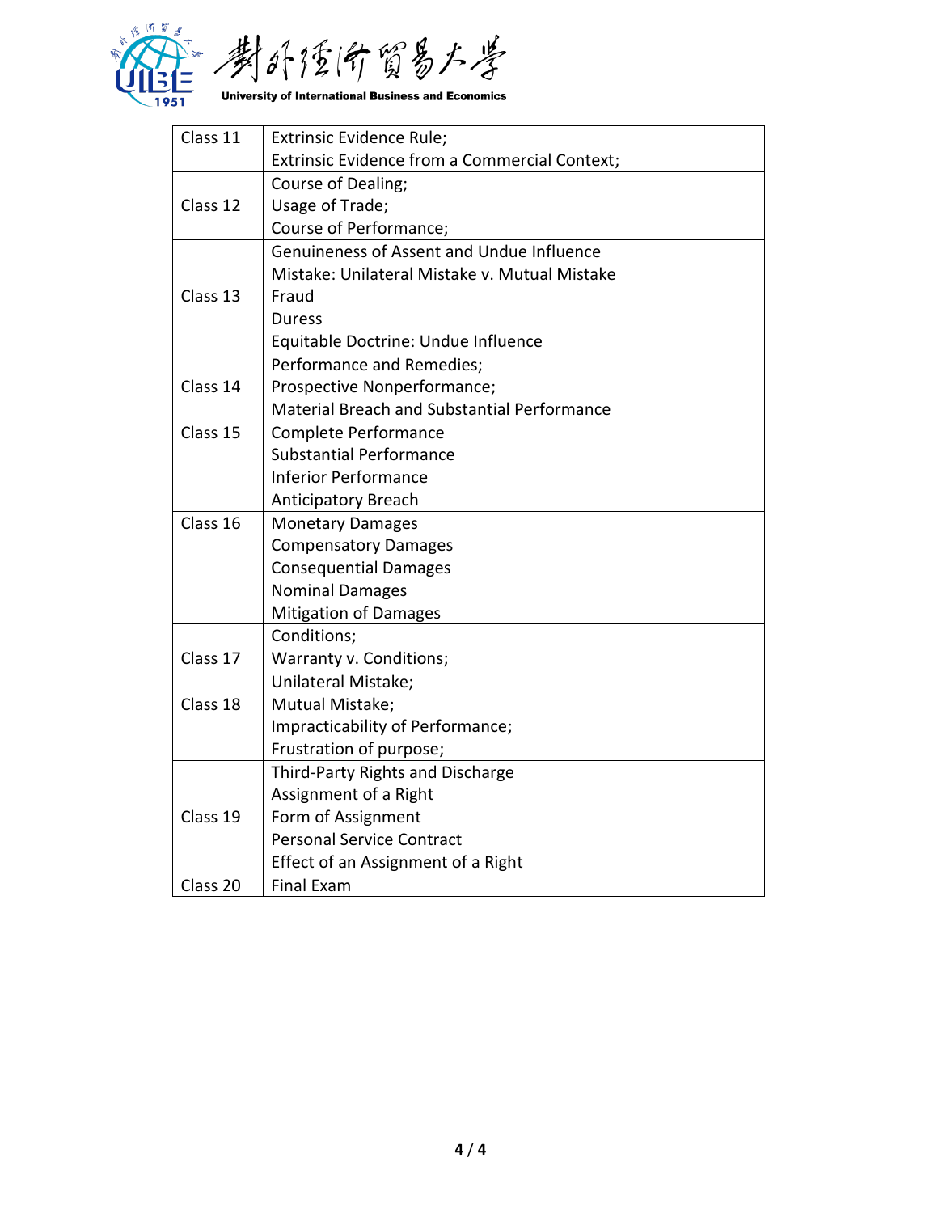| | |
|---|---|
| Class 11 | Extrinsic Evidence Rule;<br>Extrinsic Evidence from a Commercial Context; |
| Class 12 | Course of Dealing;<br>Usage of Trade;<br>Course of Performance; |
| Class 13 | Genuineness of Assent and Undue Influence<br>Mistake: Unilateral Mistake v. Mutual Mistake<br>Fraud<br>Duress<br>Equitable Doctrine: Undue Influence |
| Class 14 | Performance and Remedies;<br>Prospective Nonperformance;<br>Material Breach and Substantial Performance |
| Class 15 | Complete Performance<br>Substantial Performance<br>Inferior Performance<br>Anticipatory Breach |
| Class 16 | Monetary Damages<br>Compensatory Damages<br>Consequential Damages<br>Nominal Damages<br>Mitigation of Damages |
| Class 17 | Conditions;<br>Warranty v. Conditions; |
| Class 18 | Unilateral Mistake;<br>Mutual Mistake;<br>Impracticability of Performance;<br>Frustration of purpose; |
| Class 19 | Third-Party Rights and Discharge<br>Assignment of a Right<br>Form of Assignment<br>Personal Service Contract<br>Effect of an Assignment of a Right |
| Class 20 | Final Exam |